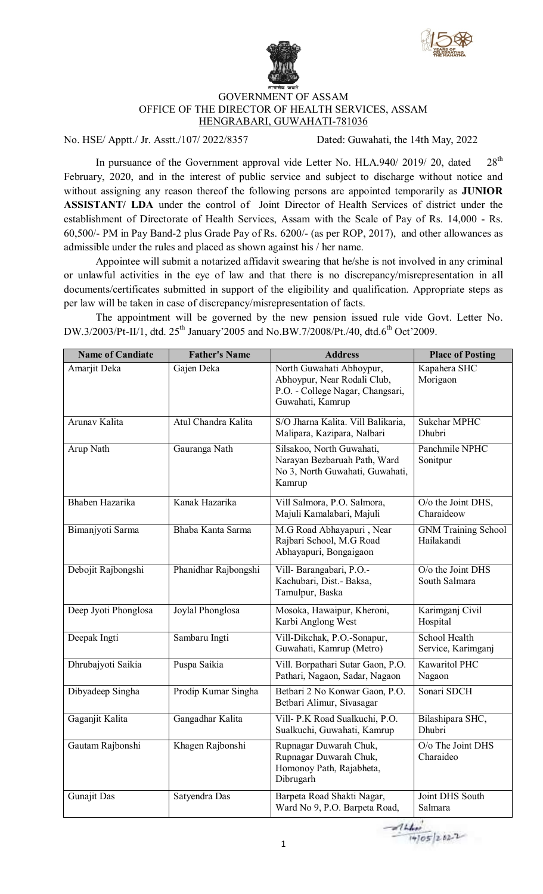GOVERNMENT OF ASSAM
OFFICE OF THE DIRECTOR OF HEALTH SERVICES, ASSAM
HENGRABARI, GUWAHATI-781036

No. HSE/ Apptt./ Jr. Asstt./107/ 2022/8357 Dated: Guwahati, the 14th May, 2022

In pursuance of the Government approval vide Letter No. HLA.940/ 2019/ 20, dated 28th February, 2020, and in the interest of public service and subject to discharge without notice and without assigning any reason thereof the following persons are appointed temporarily as **JUNIOR ASSISTANT/ LDA** under the control of Joint Director of Health Services of district under the establishment of Directorate of Health Services, Assam with the Scale of Pay of Rs. 14,000 - Rs. 60,500/- PM in Pay Band-2 plus Grade Pay of Rs. 6200/- (as per ROP, 2017), and other allowances as admissible under the rules and placed as shown against his / her name.

Appointee will submit a notarized affidavit swearing that he/she is not involved in any criminal or unlawful activities in the eye of law and that there is no discrepancy/misrepresentation in all documents/certificates submitted in support of the eligibility and qualification. Appropriate steps as per law will be taken in case of discrepancy/misrepresentation of facts.

The appointment will be governed by the new pension issued rule vide Govt. Letter No. DW.3/2003/Pt-II/1, dtd. 25th January'2005 and No.BW.7/2008/Pt./40, dtd.6th Oct'2009.

| Name of Candiate | Father's Name | Address | Place of Posting |
|---|---|---|---|
| Amarjit Deka | Gajen Deka | North Guwahati Abhoypur, Abhoypur, Near Rodali Club, P.O. - College Nagar, Changsari, Guwahati, Kamrup | Kapahera SHC Morigaon |
| Arunav Kalita | Atul Chandra Kalita | S/O Jharna Kalita. Vill Balikaria, Malipara, Kazipara, Nalbari | Sukchar MPHC Dhubri |
| Arup Nath | Gauranga Nath | Silsakoo, North Guwahati, Narayan Bezbaruah Path, Ward No 3, North Guwahati, Guwahati, Kamrup | Panchmile NPHC Sonitpur |
| Bhaben Hazarika | Kanak Hazarika | Vill Salmora, P.O. Salmora, Majuli Kamalabari, Majuli | O/o the Joint DHS, Charaideow |
| Bimanjyoti Sarma | Bhaba Kanta Sarma | M.G Road Abhayapuri , Near Rajbari School, M.G Road Abhayapuri, Bongaigaon | GNM Training School Hailakandi |
| Debojit Rajbongshi | Phanidhar Rajbongshi | Vill- Barangabari, P.O.- Kachubari, Dist.- Baksa, Tamulpur, Baska | O/o the Joint DHS South Salmara |
| Deep Jyoti Phonglosa | Joylal Phonglosa | Mosoka, Hawaipur, Kheroni, Karbi Anglong West | Karimganj Civil Hospital |
| Deepak Ingti | Sambaru Ingti | Vill-Dikchak, P.O.-Sonapur, Guwahati, Kamrup (Metro) | School Health Service, Karimganj |
| Dhrubajyoti Saikia | Puspa Saikia | Vill. Borpathari Sutar Gaon, P.O. Pathari, Nagaon, Sadar, Nagaon | Kawaritol PHC Nagaon |
| Dibyadeep Singha | Prodip Kumar Singha | Betbari 2 No Konwar Gaon, P.O. Betbari Alimur, Sivasagar | Sonari SDCH |
| Gaganjit Kalita | Gangadhar Kalita | Vill- P.K Road Sualkuchi, P.O. Sualkuchi, Guwahati, Kamrup | Bilashipara SHC, Dhubri |
| Gautam Rajbonshi | Khagen Rajbonshi | Rupnagar Duwarah Chuk, Rupnagar Duwarah Chuk, Homonoy Path, Rajabheta, Dibrugarh | O/o The Joint DHS Charaideo |
| Gunajit Das | Satyendra Das | Barpeta Road Shakti Nagar, Ward No 9, P.O. Barpeta Road, | Joint DHS South Salmara |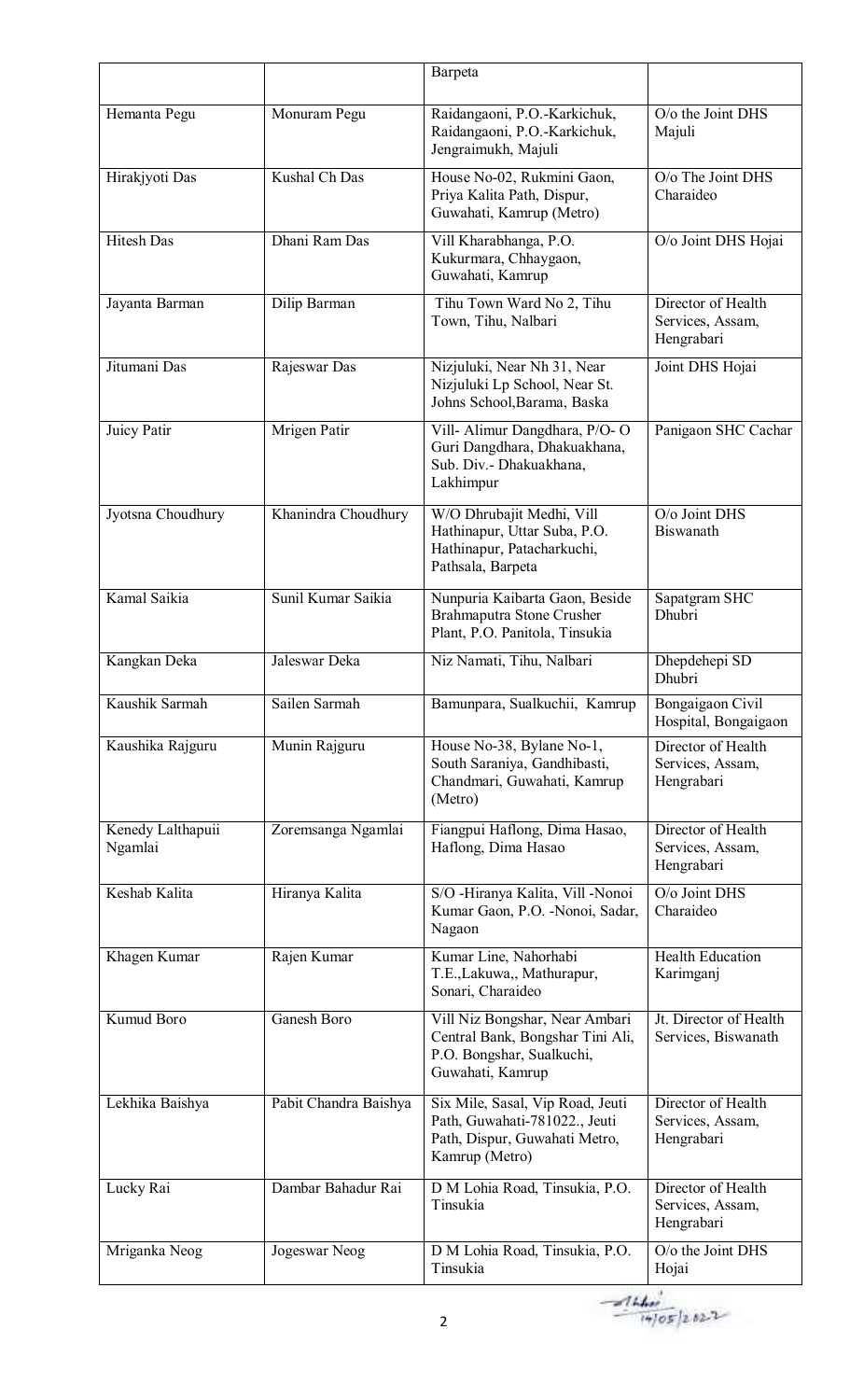|  |  | Barpeta |  |
| --- | --- | --- | --- |
| Hemanta Pegu | Monuram Pegu | Raidangaoni, P.O.-Karkichuk, Raidangaoni, P.O.-Karkichuk, Jengraimukh, Majuli | O/o the Joint DHS Majuli |
| Hirakjyoti Das | Kushal Ch Das | House No-02, Rukmini Gaon, Priya Kalita Path, Dispur, Guwahati, Kamrup (Metro) | O/o The Joint DHS Charaideo |
| Hitesh Das | Dhani Ram Das | Vill Kharabhanga, P.O. Kukurmara, Chhaygaon, Guwahati, Kamrup | O/o Joint DHS Hojai |
| Jayanta Barman | Dilip Barman | Tihu Town Ward No 2, Tihu Town, Tihu, Nalbari | Director of Health Services, Assam, Hengrabari |
| Jitumani Das | Rajeswar Das | Nizjuluki, Near Nh 31, Near Nizjuluki Lp School, Near St. Johns School,Barama, Baska | Joint DHS Hojai |
| Juicy Patir | Mrigen Patir | Vill- Alimur Dangdhara, P/O- O Guri Dangdhara, Dhakuakhana, Sub. Div.- Dhakuakhana, Lakhimpur | Panigaon SHC Cachar |
| Jyotsna Choudhury | Khanindra Choudhury | W/O Dhrubajit Medhi, Vill Hathinapur, Uttar Suba, P.O. Hathinapur, Patacharkuchi, Pathsala, Barpeta | O/o Joint DHS Biswanath |
| Kamal Saikia | Sunil Kumar Saikia | Nunpuria Kaibarta Gaon, Beside Brahmaputra Stone Crusher Plant, P.O. Panitola, Tinsukia | Sapatgram SHC Dhubri |
| Kangkan Deka | Jaleswar Deka | Niz Namati, Tihu, Nalbari | Dhepdehepi SD Dhubri |
| Kaushik Sarmah | Sailen Sarmah | Bamunpara, Sualkuchii, Kamrup | Bongaigaon Civil Hospital, Bongaigaon |
| Kaushika Rajguru | Munin Rajguru | House No-38, Bylane No-1, South Saraniya, Gandhibasti, Chandmari, Guwahati, Kamrup (Metro) | Director of Health Services, Assam, Hengrabari |
| Kenedy Lalthapuii Ngamlai | Zoremsanga Ngamlai | Fiangpui Haflong, Dima Hasao, Haflong, Dima Hasao | Director of Health Services, Assam, Hengrabari |
| Keshab Kalita | Hiranya Kalita | S/O -Hiranya Kalita, Vill -Nonoi Kumar Gaon, P.O. -Nonoi, Sadar, Nagaon | O/o Joint DHS Charaideo |
| Khagen Kumar | Rajen Kumar | Kumar Line, Nahorhabi T.E.,Lakuwa,, Mathurapur, Sonari, Charaideo | Health Education Karimganj |
| Kumud Boro | Ganesh Boro | Vill Niz Bongshar, Near Ambari Central Bank, Bongshar Tini Ali, P.O. Bongshar, Sualkuchi, Guwahati, Kamrup | Jt. Director of Health Services, Biswanath |
| Lekhika Baishya | Pabit Chandra Baishya | Six Mile, Sasal, Vip Road, Jeuti Path, Guwahati-781022., Jeuti Path, Dispur, Guwahati Metro, Kamrup (Metro) | Director of Health Services, Assam, Hengrabari |
| Lucky Rai | Dambar Bahadur Rai | D M Lohia Road, Tinsukia, P.O. Tinsukia | Director of Health Services, Assam, Hengrabari |
| Mriganka Neog | Jogeswar Neog | D M Lohia Road, Tinsukia, P.O. Tinsukia | O/o the Joint DHS Hojai |

14/05/2022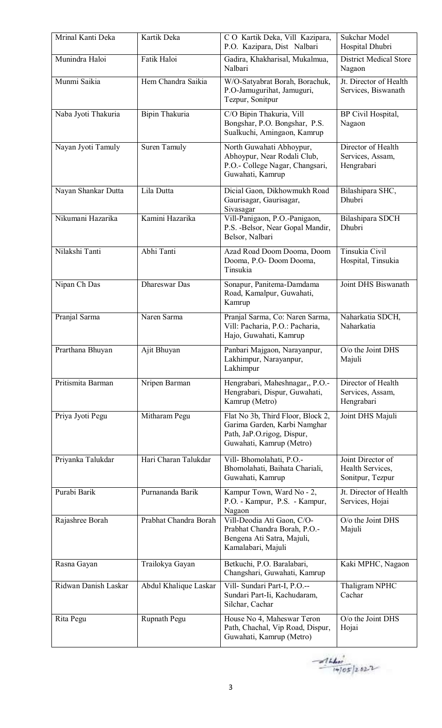| Mrinal Kanti Deka | Kartik Deka | C O Kartik Deka, Vill Kazipara, P.O. Kazipara, Dist Nalbari | Sukchar Model Hospital Dhubri |
|---|---|---|---|
| Munindra Haloi | Fatik Haloi | Gadira, Khakharisal, Mukalmua, Nalbari | District Medical Store Nagaon |
| Munmi Saikia | Hem Chandra Saikia | W/O-Satyabrat Borah, Borachuk, P.O-Jamugurihat, Jamuguri, Tezpur, Sonitpur | Jt. Director of Health Services, Biswanath |
| Naba Jyoti Thakuria | Bipin Thakuria | C/O Bipin Thakuria, Vill Bongshar, P.O. Bongshar, P.S. Sualkuchi, Amingaon, Kamrup | BP Civil Hospital, Nagaon |
| Nayan Jyoti Tamuly | Suren Tamuly | North Guwahati Abhoypur, Abhoypur, Near Rodali Club, P.O.- College Nagar, Changsari, Guwahati, Kamrup | Director of Health Services, Assam, Hengrabari |
| Nayan Shankar Dutta | Lila Dutta | Dicial Gaon, Dikhowmukh Road Gaurisagar, Gaurisagar, Sivasagar | Bilashipara SHC, Dhubri |
| Nikumani Hazarika | Kamini Hazarika | Vill-Panigaon, P.O.-Panigaon, P.S. -Belsor, Near Gopal Mandir, Belsor, Nalbari | Bilashipara SDCH Dhubri |
| Nilakshi Tanti | Abhi Tanti | Azad Road Doom Dooma, Doom Dooma, P.O- Doom Dooma, Tinsukia | Tinsukia Civil Hospital, Tinsukia |
| Nipan Ch Das | Dhareswar Das | Sonapur, Panitema-Damdama Road, Kamalpur, Guwahati, Kamrup | Joint DHS Biswanath |
| Pranjal Sarma | Naren Sarma | Pranjal Sarma, Co: Naren Sarma, Vill: Pacharia, P.O.: Pacharia, Hajo, Guwahati, Kamrup | Naharkatia SDCH, Naharkatia |
| Prarthana Bhuyan | Ajit Bhuyan | Panbari Majgaon, Narayanpur, Lakhimpur, Narayanpur, Lakhimpur | O/o the Joint DHS Majuli |
| Pritismita Barman | Nripen Barman | Hengrabari, Maheshnagar,, P.O.- Hengrabari, Dispur, Guwahati, Kamrup (Metro) | Director of Health Services, Assam, Hengrabari |
| Priya Jyoti Pegu | Mitharam Pegu | Flat No 3b, Third Floor, Block 2, Garima Garden, Karbi Namghar Path, JaP.O.rigog, Dispur, Guwahati, Kamrup (Metro) | Joint DHS Majuli |
| Priyanka Talukdar | Hari Charan Talukdar | Vill- Bhomolahati, P.O.- Bhomolahati, Baihata Chariali, Guwahati, Kamrup | Joint Director of Health Services, Sonitpur, Tezpur |
| Purabi Barik | Purnananda Barik | Kampur Town, Ward No - 2, P.O. - Kampur, P.S. - Kampur, Nagaon | Jt. Director of Health Services, Hojai |
| Rajashree Borah | Prabhat Chandra Borah | Vill-Deodia Ati Gaon, C/O- Prabhat Chandra Borah, P.O.- Bengena Ati Satra, Majuli, Kamalabari, Majuli | O/o the Joint DHS Majuli |
| Rasna Gayan | Trailokya Gayan | Betkuchi, P.O. Baralabari, Changshari, Guwahati, Kamrup | Kaki MPHC, Nagaon |
| Ridwan Danish Laskar | Abdul Khalique Laskar | Vill- Sundari Part-I, P.O.-- Sundari Part-Ii, Kachudaram, Silchar, Cachar | Thaligram NPHC Cachar |
| Rita Pegu | Rupnath Pegu | House No 4, Maheswar Teron Path, Chachal, Vip Road, Dispur, Guwahati, Kamrup (Metro) | O/o the Joint DHS Hojai |

14/05/2022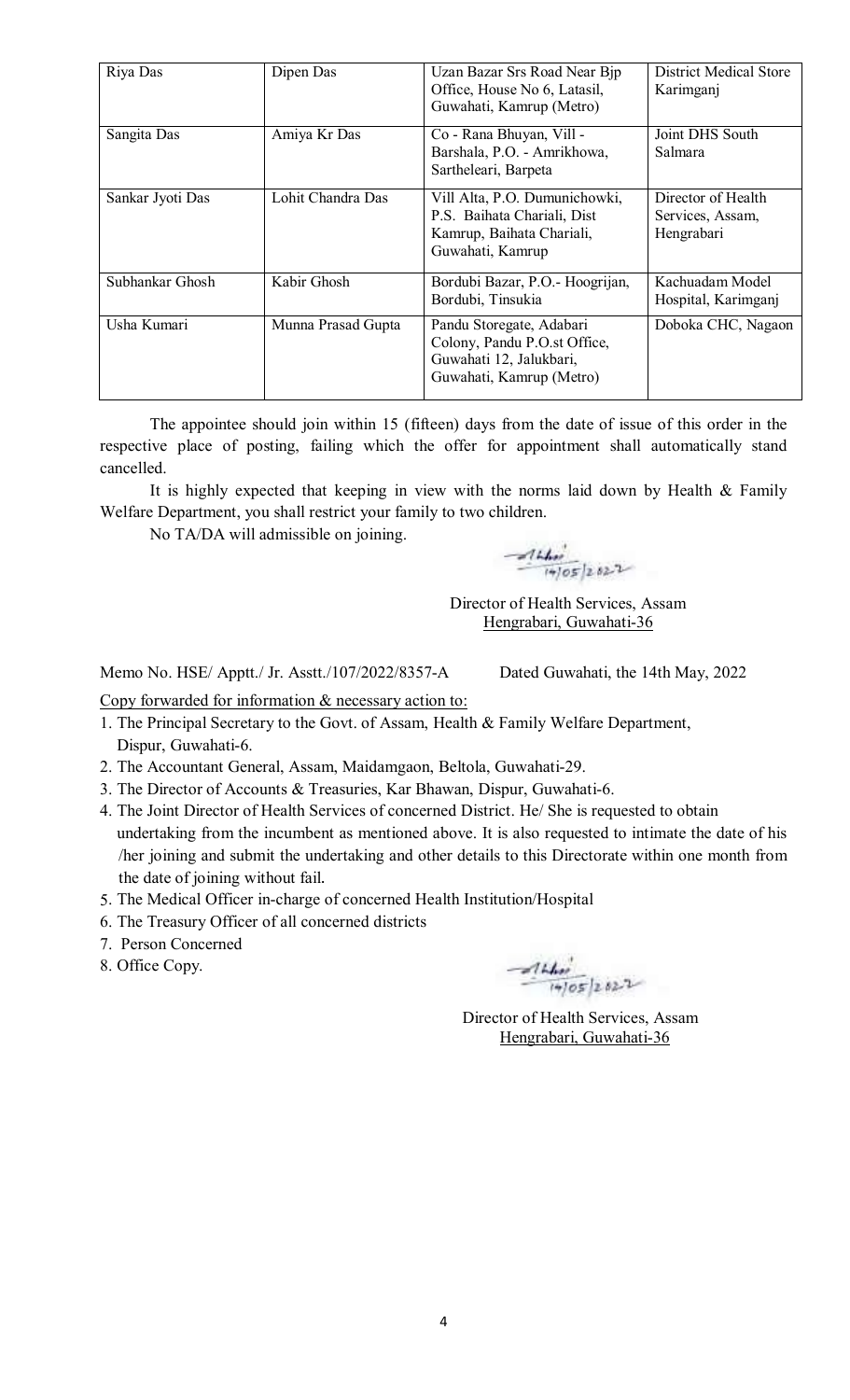| | | | |
|---|---|---|---|
| Riya Das | Dipen Das | Uzan Bazar Srs Road Near Bjp Office, House No 6, Latasil, Guwahati, Kamrup (Metro) | District Medical Store Karimganj |
| Sangita Das | Amiya Kr Das | Co - Rana Bhuyan, Vill - Barshala, P.O. - Amrikhowa, Sartheleari, Barpeta | Joint DHS South Salmara |
| Sankar Jyoti Das | Lohit Chandra Das | Vill Alta, P.O. Dumunichowki, P.S. Baihata Chariali, Dist Kamrup, Baihata Chariali, Guwahati, Kamrup | Director of Health Services, Assam, Hengrabari |
| Subhankar Ghosh | Kabir Ghosh | Bordubi Bazar, P.O.- Hoogrijan, Bordubi, Tinsukia | Kachuadam Model Hospital, Karimganj |
| Usha Kumari | Munna Prasad Gupta | Pandu Storegate, Adabari Colony, Pandu P.O.st Office, Guwahati 12, Jalukbari, Guwahati, Kamrup (Metro) | Doboka CHC, Nagaon |

The appointee should join within 15 (fifteen) days from the date of issue of this order in the respective place of posting, failing which the offer for appointment shall automatically stand cancelled.

It is highly expected that keeping in view with the norms laid down by Health & Family Welfare Department, you shall restrict your family to two children.

No TA/DA will admissible on joining.

Director of Health Services, Assam
Hengrabari, Guwahati-36

Memo No. HSE/ Apptt./ Jr. Asstt./107/2022/8357-A Dated Guwahati, the 14th May, 2022

Copy forwarded for information & necessary action to:

1. The Principal Secretary to the Govt. of Assam, Health & Family Welfare Department, Dispur, Guwahati-6.
2. The Accountant General, Assam, Maidamgaon, Beltola, Guwahati-29.
3. The Director of Accounts & Treasuries, Kar Bhawan, Dispur, Guwahati-6.
4. The Joint Director of Health Services of concerned District. He/ She is requested to obtain undertaking from the incumbent as mentioned above. It is also requested to intimate the date of his /her joining and submit the undertaking and other details to this Directorate within one month from the date of joining without fail.
5. The Medical Officer in-charge of concerned Health Institution/Hospital
6. The Treasury Officer of all concerned districts
7. Person Concerned
8. Office Copy.

Director of Health Services, Assam
Hengrabari, Guwahati-36